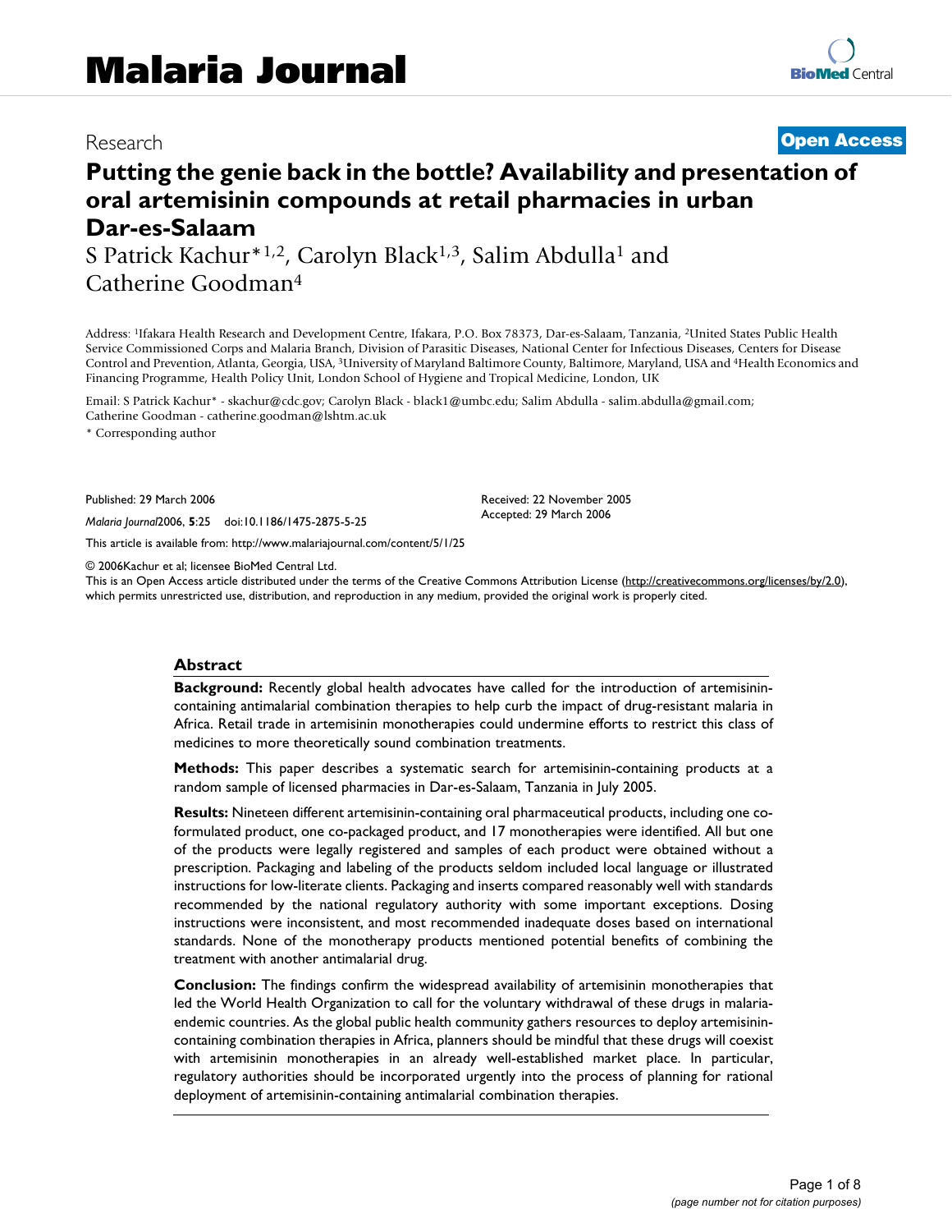# Malaria Journal

Research

**Open Access**

# Putting the genie back in the bottle? Availability and presentation of oral artemisinin compounds at retail pharmacies in urban Dar-es-Salaam

S Patrick Kachur*[1,2], Carolyn Black[1,3], Salim Abdulla[1] and Catherine Goodman[4]

Address: [1]Ifakara Health Research and Development Centre, Ifakara, P.O. Box 78373, Dar-es-Salaam, Tanzania, [2]United States Public Health Service Commissioned Corps and Malaria Branch, Division of Parasitic Diseases, National Center for Infectious Diseases, Centers for Disease Control and Prevention, Atlanta, Georgia, USA, [3]University of Maryland Baltimore County, Baltimore, Maryland, USA and [4]Health Economics and Financing Programme, Health Policy Unit, London School of Hygiene and Tropical Medicine, London, UK

Email: S Patrick Kachur* - skachur@cdc.gov; Carolyn Black - black1@umbc.edu; Salim Abdulla - salim.abdulla@gmail.com; Catherine Goodman - catherine.goodman@lshtm.ac.uk

\* Corresponding author

Published: 29 March 2006

*Malaria Journal* 2006, **5**:25 doi:10.1186/1475-2875-5-25

Received: 22 November 2005
Accepted: 29 March 2006

This article is available from: http://www.malariajournal.com/content/5/1/25

© 2006Kachur et al; licensee BioMed Central Ltd.
This is an Open Access article distributed under the terms of the Creative Commons Attribution License (http://creativecommons.org/licenses/by/2.0), which permits unrestricted use, distribution, and reproduction in any medium, provided the original work is properly cited.

## Abstract

**Background:** Recently global health advocates have called for the introduction of artemisinin-containing antimalarial combination therapies to help curb the impact of drug-resistant malaria in Africa. Retail trade in artemisinin monotherapies could undermine efforts to restrict this class of medicines to more theoretically sound combination treatments.

**Methods:** This paper describes a systematic search for artemisinin-containing products at a random sample of licensed pharmacies in Dar-es-Salaam, Tanzania in July 2005.

**Results:** Nineteen different artemisinin-containing oral pharmaceutical products, including one co-formulated product, one co-packaged product, and 17 monotherapies were identified. All but one of the products were legally registered and samples of each product were obtained without a prescription. Packaging and labeling of the products seldom included local language or illustrated instructions for low-literate clients. Packaging and inserts compared reasonably well with standards recommended by the national regulatory authority with some important exceptions. Dosing instructions were inconsistent, and most recommended inadequate doses based on international standards. None of the monotherapy products mentioned potential benefits of combining the treatment with another antimalarial drug.

**Conclusion:** The findings confirm the widespread availability of artemisinin monotherapies that led the World Health Organization to call for the voluntary withdrawal of these drugs in malaria-endemic countries. As the global public health community gathers resources to deploy artemisinin-containing combination therapies in Africa, planners should be mindful that these drugs will coexist with artemisinin monotherapies in an already well-established market place. In particular, regulatory authorities should be incorporated urgently into the process of planning for rational deployment of artemisinin-containing antimalarial combination therapies.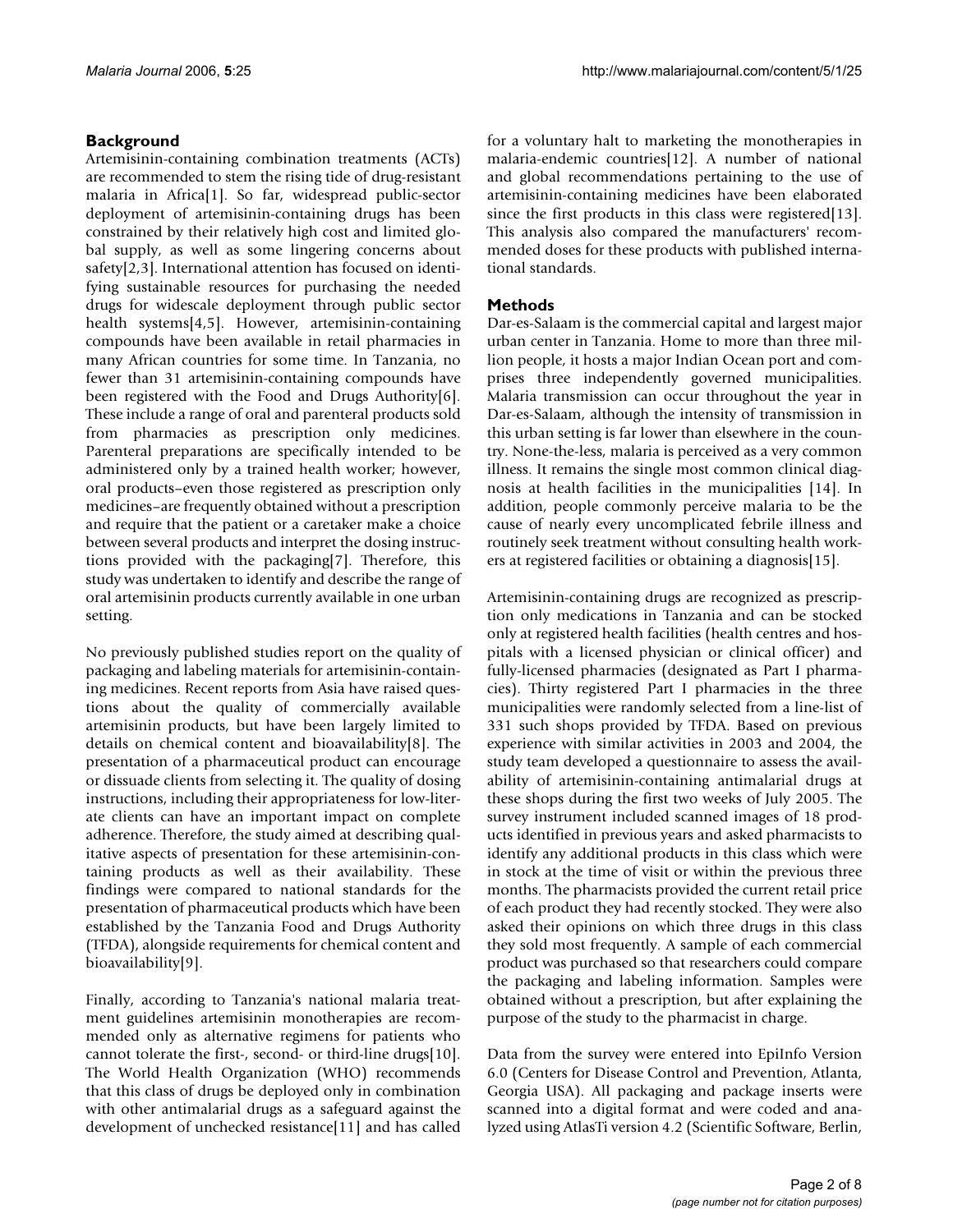## Background

Artemisinin-containing combination treatments (ACTs) are recommended to stem the rising tide of drug-resistant malaria in Africa[1]. So far, widespread public-sector deployment of artemisinin-containing drugs has been constrained by their relatively high cost and limited global supply, as well as some lingering concerns about safety[2,3]. International attention has focused on identifying sustainable resources for purchasing the needed drugs for widescale deployment through public sector health systems[4,5]. However, artemisinin-containing compounds have been available in retail pharmacies in many African countries for some time. In Tanzania, no fewer than 31 artemisinin-containing compounds have been registered with the Food and Drugs Authority[6]. These include a range of oral and parenteral products sold from pharmacies as prescription only medicines. Parenteral preparations are specifically intended to be administered only by a trained health worker; however, oral products–even those registered as prescription only medicines–are frequently obtained without a prescription and require that the patient or a caretaker make a choice between several products and interpret the dosing instructions provided with the packaging[7]. Therefore, this study was undertaken to identify and describe the range of oral artemisinin products currently available in one urban setting.

No previously published studies report on the quality of packaging and labeling materials for artemisinin-containing medicines. Recent reports from Asia have raised questions about the quality of commercially available artemisinin products, but have been largely limited to details on chemical content and bioavailability[8]. The presentation of a pharmaceutical product can encourage or dissuade clients from selecting it. The quality of dosing instructions, including their appropriateness for low-literate clients can have an important impact on complete adherence. Therefore, the study aimed at describing qualitative aspects of presentation for these artemisinin-containing products as well as their availability. These findings were compared to national standards for the presentation of pharmaceutical products which have been established by the Tanzania Food and Drugs Authority (TFDA), alongside requirements for chemical content and bioavailability[9].

Finally, according to Tanzania's national malaria treatment guidelines artemisinin monotherapies are recommended only as alternative regimens for patients who cannot tolerate the first-, second- or third-line drugs[10]. The World Health Organization (WHO) recommends that this class of drugs be deployed only in combination with other antimalarial drugs as a safeguard against the development of unchecked resistance[11] and has called for a voluntary halt to marketing the monotherapies in malaria-endemic countries[12]. A number of national and global recommendations pertaining to the use of artemisinin-containing medicines have been elaborated since the first products in this class were registered[13]. This analysis also compared the manufacturers' recommended doses for these products with published international standards.

## Methods

Dar-es-Salaam is the commercial capital and largest major urban center in Tanzania. Home to more than three million people, it hosts a major Indian Ocean port and comprises three independently governed municipalities. Malaria transmission can occur throughout the year in Dar-es-Salaam, although the intensity of transmission in this urban setting is far lower than elsewhere in the country. None-the-less, malaria is perceived as a very common illness. It remains the single most common clinical diagnosis at health facilities in the municipalities [14]. In addition, people commonly perceive malaria to be the cause of nearly every uncomplicated febrile illness and routinely seek treatment without consulting health workers at registered facilities or obtaining a diagnosis[15].

Artemisinin-containing drugs are recognized as prescription only medications in Tanzania and can be stocked only at registered health facilities (health centres and hospitals with a licensed physician or clinical officer) and fully-licensed pharmacies (designated as Part I pharmacies). Thirty registered Part I pharmacies in the three municipalities were randomly selected from a line-list of 331 such shops provided by TFDA. Based on previous experience with similar activities in 2003 and 2004, the study team developed a questionnaire to assess the availability of artemisinin-containing antimalarial drugs at these shops during the first two weeks of July 2005. The survey instrument included scanned images of 18 products identified in previous years and asked pharmacists to identify any additional products in this class which were in stock at the time of visit or within the previous three months. The pharmacists provided the current retail price of each product they had recently stocked. They were also asked their opinions on which three drugs in this class they sold most frequently. A sample of each commercial product was purchased so that researchers could compare the packaging and labeling information. Samples were obtained without a prescription, but after explaining the purpose of the study to the pharmacist in charge.

Data from the survey were entered into EpiInfo Version 6.0 (Centers for Disease Control and Prevention, Atlanta, Georgia USA). All packaging and package inserts were scanned into a digital format and were coded and analyzed using AtlasTi version 4.2 (Scientific Software, Berlin,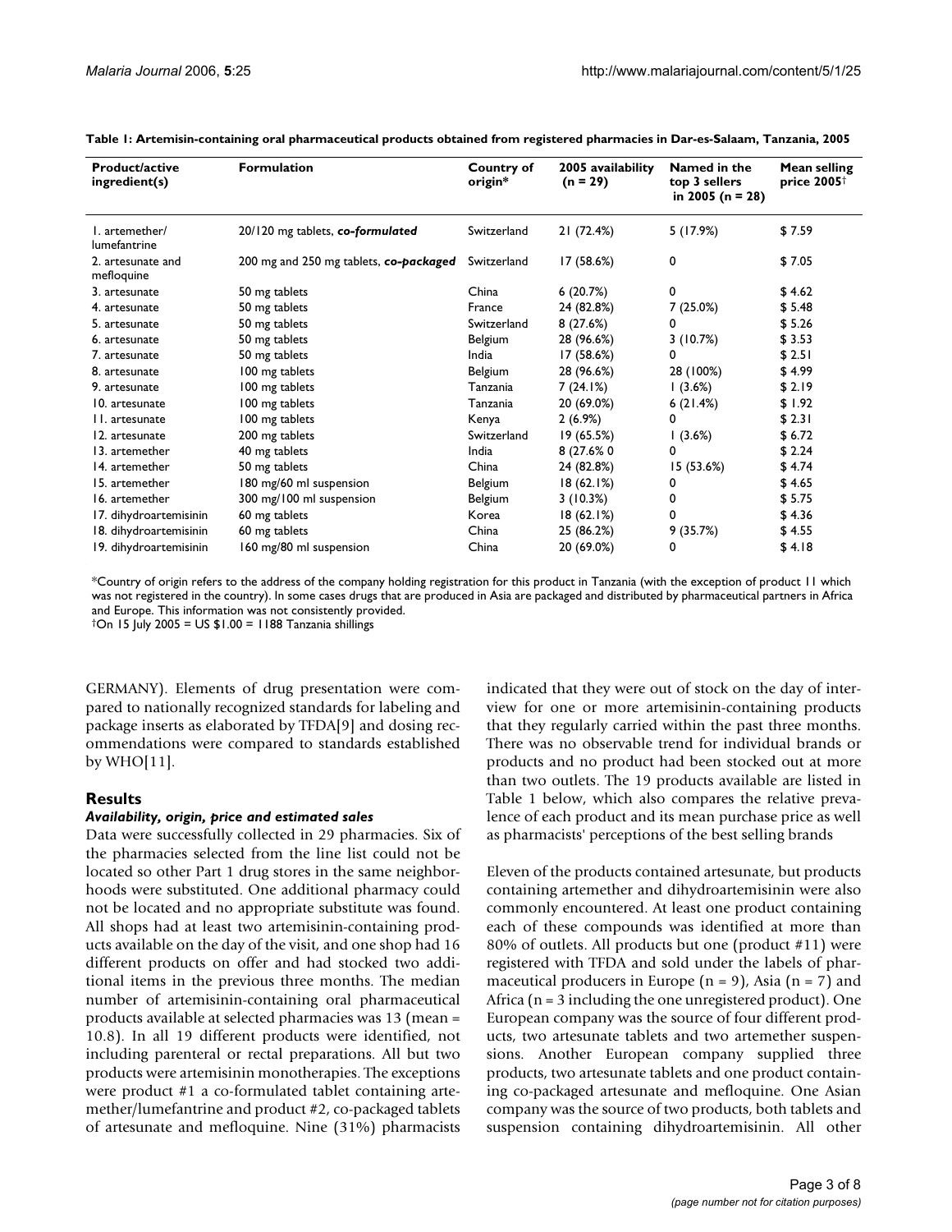**Table 1: Artemisin-containing oral pharmaceutical products obtained from registered pharmacies in Dar-es-Salaam, Tanzania, 2005**

| Product/active ingredient(s) | Formulation | Country of origin* | 2005 availability (n = 29) | Named in the top 3 sellers in 2005 (n = 28) | Mean selling price 2005† |
|---|---|---|---|---|---|
| 1. artemether/ lumefantrine | 20/120 mg tablets, ***co-formulated*** | Switzerland | 21 (72.4%) | 5 (17.9%) | $ 7.59 |
| 2. artesunate and mefloquine | 200 mg and 250 mg tablets, ***co-packaged*** | Switzerland | 17 (58.6%) | 0 | $ 7.05 |
| 3. artesunate | 50 mg tablets | China | 6 (20.7%) | 0 | $ 4.62 |
| 4. artesunate | 50 mg tablets | France | 24 (82.8%) | 7 (25.0%) | $ 5.48 |
| 5. artesunate | 50 mg tablets | Switzerland | 8 (27.6%) | 0 | $ 5.26 |
| 6. artesunate | 50 mg tablets | Belgium | 28 (96.6%) | 3 (10.7%) | $ 3.53 |
| 7. artesunate | 50 mg tablets | India | 17 (58.6%) | 0 | $ 2.51 |
| 8. artesunate | 100 mg tablets | Belgium | 28 (96.6%) | 28 (100%) | $ 4.99 |
| 9. artesunate | 100 mg tablets | Tanzania | 7 (24.1%) | 1 (3.6%) | $ 2.19 |
| 10. artesunate | 100 mg tablets | Tanzania | 20 (69.0%) | 6 (21.4%) | $ 1.92 |
| 11. artesunate | 100 mg tablets | Kenya | 2 (6.9%) | 0 | $ 2.31 |
| 12. artesunate | 200 mg tablets | Switzerland | 19 (65.5%) | 1 (3.6%) | $ 6.72 |
| 13. artemether | 40 mg tablets | India | 8 (27.6% 0 | 0 | $ 2.24 |
| 14. artemether | 50 mg tablets | China | 24 (82.8%) | 15 (53.6%) | $ 4.74 |
| 15. artemether | 180 mg/60 ml suspension | Belgium | 18 (62.1%) | 0 | $ 4.65 |
| 16. artemether | 300 mg/100 ml suspension | Belgium | 3 (10.3%) | 0 | $ 5.75 |
| 17. dihydroartemisinin | 60 mg tablets | Korea | 18 (62.1%) | 0 | $ 4.36 |
| 18. dihydroartemisinin | 60 mg tablets | China | 25 (86.2%) | 9 (35.7%) | $ 4.55 |
| 19. dihydroartemisinin | 160 mg/80 ml suspension | China | 20 (69.0%) | 0 | $ 4.18 |

*Country of origin refers to the address of the company holding registration for this product in Tanzania (with the exception of product 11 which was not registered in the country). In some cases drugs that are produced in Asia are packaged and distributed by pharmaceutical partners in Africa and Europe. This information was not consistently provided.
†On 15 July 2005 = US $1.00 = 1188 Tanzania shillings

GERMANY). Elements of drug presentation were compared to nationally recognized standards for labeling and package inserts as elaborated by TFDA[9] and dosing recommendations were compared to standards established by WHO[11].

## Results

### *Availability, origin, price and estimated sales*

Data were successfully collected in 29 pharmacies. Six of the pharmacies selected from the line list could not be located so other Part 1 drug stores in the same neighborhoods were substituted. One additional pharmacy could not be located and no appropriate substitute was found. All shops had at least two artemisinin-containing products available on the day of the visit, and one shop had 16 different products on offer and had stocked two additional items in the previous three months. The median number of artemisinin-containing oral pharmaceutical products available at selected pharmacies was 13 (mean = 10.8). In all 19 different products were identified, not including parenteral or rectal preparations. All but two products were artemisinin monotherapies. The exceptions were product #1 a co-formulated tablet containing artemether/lumefantrine and product #2, co-packaged tablets of artesunate and mefloquine. Nine (31%) pharmacists indicated that they were out of stock on the day of interview for one or more artemisinin-containing products that they regularly carried within the past three months. There was no observable trend for individual brands or products and no product had been stocked out at more than two outlets. The 19 products available are listed in Table 1 below, which also compares the relative prevalence of each product and its mean purchase price as well as pharmacists' perceptions of the best selling brands

Eleven of the products contained artesunate, but products containing artemether and dihydroartemisinin were also commonly encountered. At least one product containing each of these compounds was identified at more than 80% of outlets. All products but one (product #11) were registered with TFDA and sold under the labels of pharmaceutical producers in Europe (n = 9), Asia (n = 7) and Africa (n = 3 including the one unregistered product). One European company was the source of four different products, two artesunate tablets and two artemether suspensions. Another European company supplied three products, two artesunate tablets and one product containing co-packaged artesunate and mefloquine. One Asian company was the source of two products, both tablets and suspension containing dihydroartemisinin. All other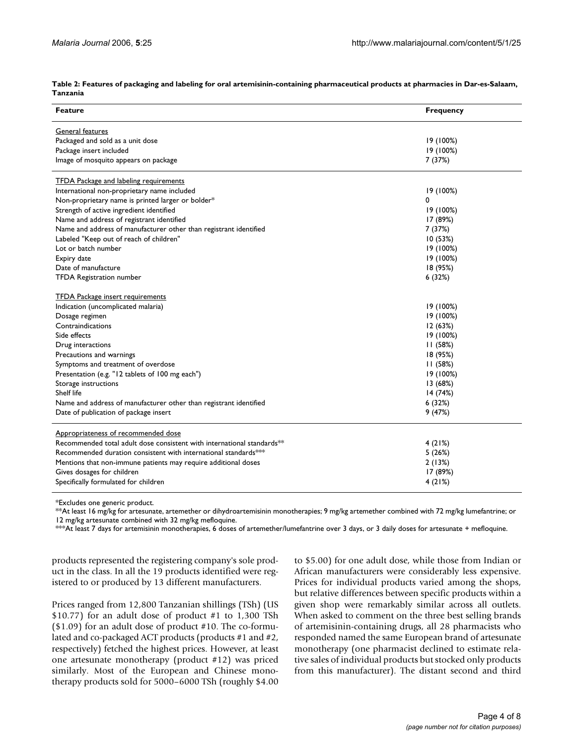**Table 2: Features of packaging and labeling for oral artemisinin-containing pharmaceutical products at pharmacies in Dar-es-Salaam, Tanzania**

| Feature | Frequency |
|---|---|
| General features | |
| Packaged and sold as a unit dose | 19 (100%) |
| Package insert included | 19 (100%) |
| Image of mosquito appears on package | 7 (37%) |
| TFDA Package and labeling requirements | |
| International non-proprietary name included | 19 (100%) |
| Non-proprietary name is printed larger or bolder* | 0 |
| Strength of active ingredient identified | 19 (100%) |
| Name and address of registrant identified | 17 (89%) |
| Name and address of manufacturer other than registrant identified | 7 (37%) |
| Labeled "Keep out of reach of children" | 10 (53%) |
| Lot or batch number | 19 (100%) |
| Expiry date | 19 (100%) |
| Date of manufacture | 18 (95%) |
| TFDA Registration number | 6 (32%) |
| TFDA Package insert requirements | |
| Indication (uncomplicated malaria) | 19 (100%) |
| Dosage regimen | 19 (100%) |
| Contraindications | 12 (63%) |
| Side effects | 19 (100%) |
| Drug interactions | 11 (58%) |
| Precautions and warnings | 18 (95%) |
| Symptoms and treatment of overdose | 11 (58%) |
| Presentation (e.g. "12 tablets of 100 mg each") | 19 (100%) |
| Storage instructions | 13 (68%) |
| Shelf life | 14 (74%) |
| Name and address of manufacturer other than registrant identified | 6 (32%) |
| Date of publication of package insert | 9 (47%) |
| Appropriateness of recommended dose | |
| Recommended total adult dose consistent with international standards** | 4 (21%) |
| Recommended duration consistent with international standards*** | 5 (26%) |
| Mentions that non-immune patients may require additional doses | 2 (13%) |
| Gives dosages for children | 17 (89%) |
| Specifically formulated for children | 4 (21%) |

*Excludes one generic product.
**At least 16 mg/kg for artesunate, artemether or dihydroartemisinin monotherapies; 9 mg/kg artemether combined with 72 mg/kg lumefantrine; or 12 mg/kg artesunate combined with 32 mg/kg mefloquine.
***At least 7 days for artemisinin monotherapies, 6 doses of artemether/lumefantrine over 3 days, or 3 daily doses for artesunate + mefloquine.

products represented the registering company's sole product in the class. In all the 19 products identified were registered to or produced by 13 different manufacturers.

Prices ranged from 12,800 Tanzanian shillings (TSh) (US $10.77) for an adult dose of product #1 to 1,300 TSh ($1.09) for an adult dose of product #10. The co-formulated and co-packaged ACT products (products #1 and #2, respectively) fetched the highest prices. However, at least one artesunate monotherapy (product #12) was priced similarly. Most of the European and Chinese monotherapy products sold for 5000–6000 TSh (roughly $4.00 to $5.00) for one adult dose, while those from Indian or African manufacturers were considerably less expensive. Prices for individual products varied among the shops, but relative differences between specific products within a given shop were remarkably similar across all outlets. When asked to comment on the three best selling brands of artemisinin-containing drugs, all 28 pharmacists who responded named the same European brand of artesunate monotherapy (one pharmacist declined to estimate relative sales of individual products but stocked only products from this manufacturer). The distant second and third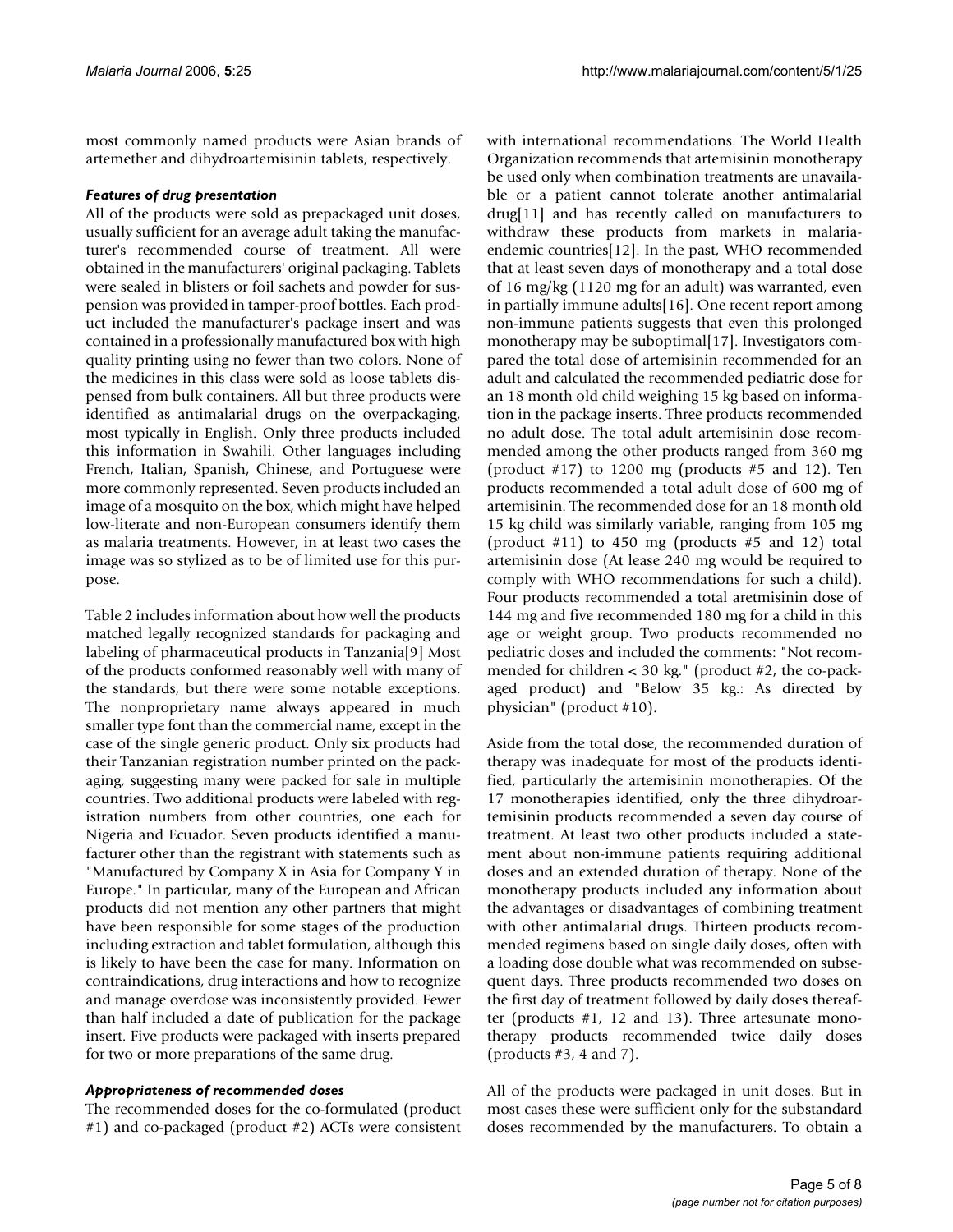most commonly named products were Asian brands of artemether and dihydroartemisinin tablets, respectively.

### *Features of drug presentation*

All of the products were sold as prepackaged unit doses, usually sufficient for an average adult taking the manufacturer's recommended course of treatment. All were obtained in the manufacturers' original packaging. Tablets were sealed in blisters or foil sachets and powder for suspension was provided in tamper-proof bottles. Each product included the manufacturer's package insert and was contained in a professionally manufactured box with high quality printing using no fewer than two colors. None of the medicines in this class were sold as loose tablets dispensed from bulk containers. All but three products were identified as antimalarial drugs on the overpackaging, most typically in English. Only three products included this information in Swahili. Other languages including French, Italian, Spanish, Chinese, and Portuguese were more commonly represented. Seven products included an image of a mosquito on the box, which might have helped low-literate and non-European consumers identify them as malaria treatments. However, in at least two cases the image was so stylized as to be of limited use for this purpose.

Table 2 includes information about how well the products matched legally recognized standards for packaging and labeling of pharmaceutical products in Tanzania[9] Most of the products conformed reasonably well with many of the standards, but there were some notable exceptions. The nonproprietary name always appeared in much smaller type font than the commercial name, except in the case of the single generic product. Only six products had their Tanzanian registration number printed on the packaging, suggesting many were packed for sale in multiple countries. Two additional products were labeled with registration numbers from other countries, one each for Nigeria and Ecuador. Seven products identified a manufacturer other than the registrant with statements such as "Manufactured by Company X in Asia for Company Y in Europe." In particular, many of the European and African products did not mention any other partners that might have been responsible for some stages of the production including extraction and tablet formulation, although this is likely to have been the case for many. Information on contraindications, drug interactions and how to recognize and manage overdose was inconsistently provided. Fewer than half included a date of publication for the package insert. Five products were packaged with inserts prepared for two or more preparations of the same drug.

### *Appropriateness of recommended doses*

The recommended doses for the co-formulated (product #1) and co-packaged (product #2) ACTs were consistent with international recommendations. The World Health Organization recommends that artemisinin monotherapy be used only when combination treatments are unavailable or a patient cannot tolerate another antimalarial drug[11] and has recently called on manufacturers to withdraw these products from markets in malaria-endemic countries[12]. In the past, WHO recommended that at least seven days of monotherapy and a total dose of 16 mg/kg (1120 mg for an adult) was warranted, even in partially immune adults[16]. One recent report among non-immune patients suggests that even this prolonged monotherapy may be suboptimal[17]. Investigators compared the total dose of artemisinin recommended for an adult and calculated the recommended pediatric dose for an 18 month old child weighing 15 kg based on information in the package inserts. Three products recommended no adult dose. The total adult artemisinin dose recommended among the other products ranged from 360 mg (product #17) to 1200 mg (products #5 and 12). Ten products recommended a total adult dose of 600 mg of artemisinin. The recommended dose for an 18 month old 15 kg child was similarly variable, ranging from 105 mg (product #11) to 450 mg (products #5 and 12) total artemisinin dose (At lease 240 mg would be required to comply with WHO recommendations for such a child). Four products recommended a total aretmisinin dose of 144 mg and five recommended 180 mg for a child in this age or weight group. Two products recommended no pediatric doses and included the comments: "Not recommended for children < 30 kg." (product #2, the co-packaged product) and "Below 35 kg.: As directed by physician" (product #10).

Aside from the total dose, the recommended duration of therapy was inadequate for most of the products identified, particularly the artemisinin monotherapies. Of the 17 monotherapies identified, only the three dihydroartemisinin products recommended a seven day course of treatment. At least two other products included a statement about non-immune patients requiring additional doses and an extended duration of therapy. None of the monotherapy products included any information about the advantages or disadvantages of combining treatment with other antimalarial drugs. Thirteen products recommended regimens based on single daily doses, often with a loading dose double what was recommended on subsequent days. Three products recommended two doses on the first day of treatment followed by daily doses thereafter (products #1, 12 and 13). Three artesunate monotherapy products recommended twice daily doses (products #3, 4 and 7).

All of the products were packaged in unit doses. But in most cases these were sufficient only for the substandard doses recommended by the manufacturers. To obtain a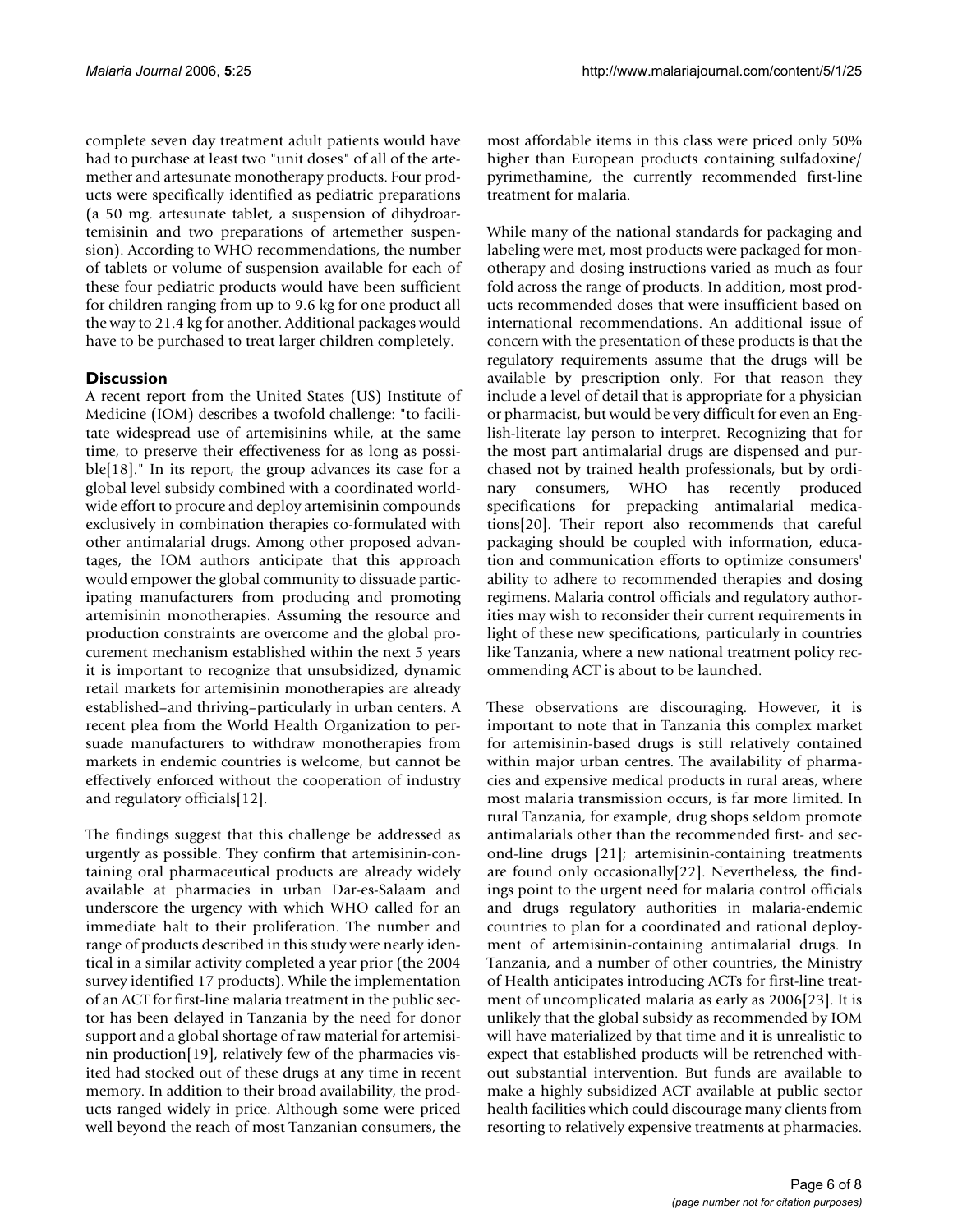complete seven day treatment adult patients would have had to purchase at least two "unit doses" of all of the artemether and artesunate monotherapy products. Four products were specifically identified as pediatric preparations (a 50 mg. artesunate tablet, a suspension of dihydroartemisinin and two preparations of artemether suspension). According to WHO recommendations, the number of tablets or volume of suspension available for each of these four pediatric products would have been sufficient for children ranging from up to 9.6 kg for one product all the way to 21.4 kg for another. Additional packages would have to be purchased to treat larger children completely.

## Discussion

A recent report from the United States (US) Institute of Medicine (IOM) describes a twofold challenge: "to facilitate widespread use of artemisinins while, at the same time, to preserve their effectiveness for as long as possible[18]." In its report, the group advances its case for a global level subsidy combined with a coordinated worldwide effort to procure and deploy artemisinin compounds exclusively in combination therapies co-formulated with other antimalarial drugs. Among other proposed advantages, the IOM authors anticipate that this approach would empower the global community to dissuade participating manufacturers from producing and promoting artemisinin monotherapies. Assuming the resource and production constraints are overcome and the global procurement mechanism established within the next 5 years it is important to recognize that unsubsidized, dynamic retail markets for artemisinin monotherapies are already established–and thriving–particularly in urban centers. A recent plea from the World Health Organization to persuade manufacturers to withdraw monotherapies from markets in endemic countries is welcome, but cannot be effectively enforced without the cooperation of industry and regulatory officials[12].

The findings suggest that this challenge be addressed as urgently as possible. They confirm that artemisinin-containing oral pharmaceutical products are already widely available at pharmacies in urban Dar-es-Salaam and underscore the urgency with which WHO called for an immediate halt to their proliferation. The number and range of products described in this study were nearly identical in a similar activity completed a year prior (the 2004 survey identified 17 products). While the implementation of an ACT for first-line malaria treatment in the public sector has been delayed in Tanzania by the need for donor support and a global shortage of raw material for artemisinin production[19], relatively few of the pharmacies visited had stocked out of these drugs at any time in recent memory. In addition to their broad availability, the products ranged widely in price. Although some were priced well beyond the reach of most Tanzanian consumers, the most affordable items in this class were priced only 50% higher than European products containing sulfadoxine/pyrimethamine, the currently recommended first-line treatment for malaria.

While many of the national standards for packaging and labeling were met, most products were packaged for monotherapy and dosing instructions varied as much as four fold across the range of products. In addition, most products recommended doses that were insufficient based on international recommendations. An additional issue of concern with the presentation of these products is that the regulatory requirements assume that the drugs will be available by prescription only. For that reason they include a level of detail that is appropriate for a physician or pharmacist, but would be very difficult for even an English-literate lay person to interpret. Recognizing that for the most part antimalarial drugs are dispensed and purchased not by trained health professionals, but by ordinary consumers, WHO has recently produced specifications for prepacking antimalarial medications[20]. Their report also recommends that careful packaging should be coupled with information, education and communication efforts to optimize consumers' ability to adhere to recommended therapies and dosing regimens. Malaria control officials and regulatory authorities may wish to reconsider their current requirements in light of these new specifications, particularly in countries like Tanzania, where a new national treatment policy recommending ACT is about to be launched.

These observations are discouraging. However, it is important to note that in Tanzania this complex market for artemisinin-based drugs is still relatively contained within major urban centres. The availability of pharmacies and expensive medical products in rural areas, where most malaria transmission occurs, is far more limited. In rural Tanzania, for example, drug shops seldom promote antimalarials other than the recommended first- and second-line drugs [21]; artemisinin-containing treatments are found only occasionally[22]. Nevertheless, the findings point to the urgent need for malaria control officials and drugs regulatory authorities in malaria-endemic countries to plan for a coordinated and rational deployment of artemisinin-containing antimalarial drugs. In Tanzania, and a number of other countries, the Ministry of Health anticipates introducing ACTs for first-line treatment of uncomplicated malaria as early as 2006[23]. It is unlikely that the global subsidy as recommended by IOM will have materialized by that time and it is unrealistic to expect that established products will be retrenched without substantial intervention. But funds are available to make a highly subsidized ACT available at public sector health facilities which could discourage many clients from resorting to relatively expensive treatments at pharmacies.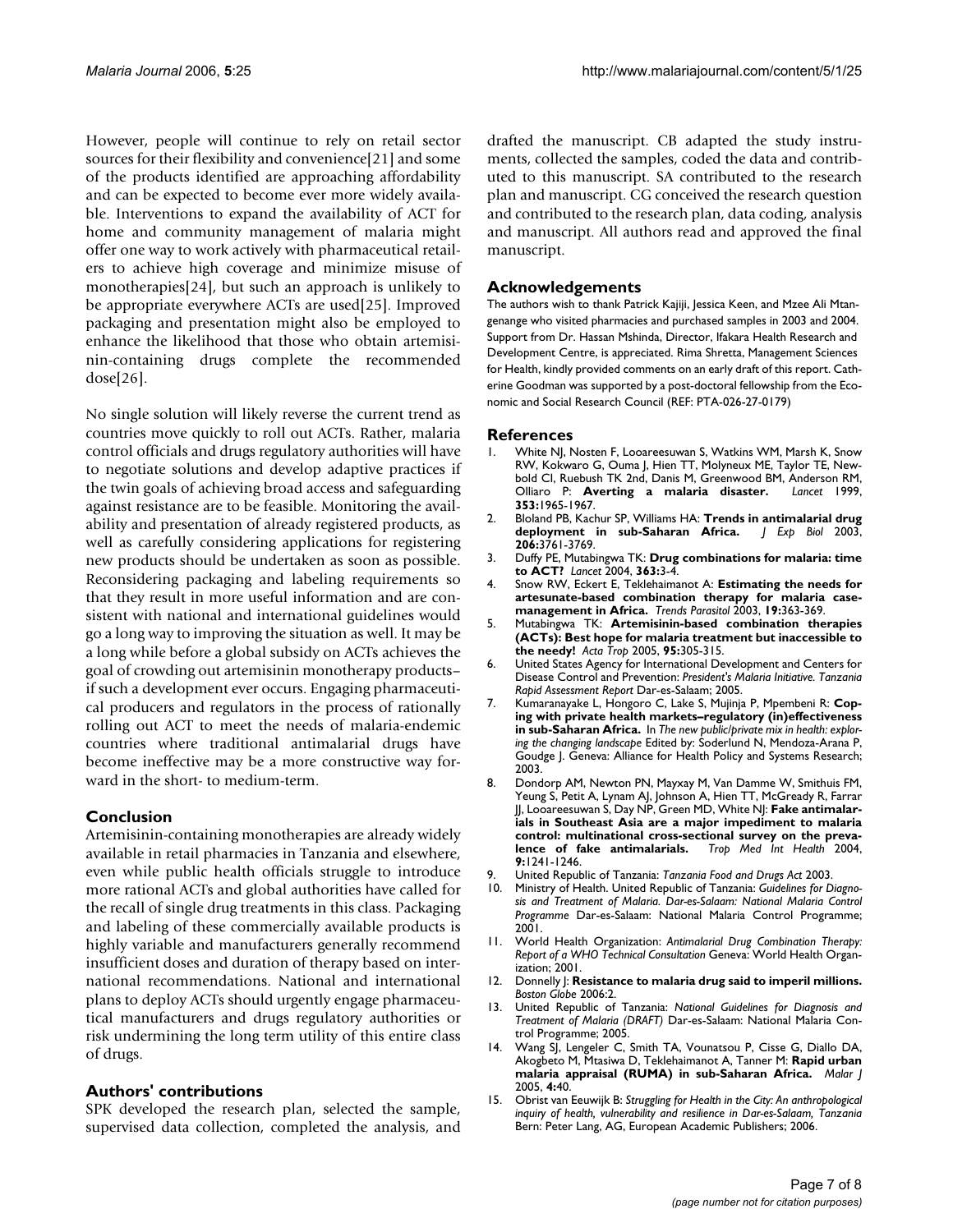However, people will continue to rely on retail sector sources for their flexibility and convenience[21] and some of the products identified are approaching affordability and can be expected to become ever more widely available. Interventions to expand the availability of ACT for home and community management of malaria might offer one way to work actively with pharmaceutical retailers to achieve high coverage and minimize misuse of monotherapies[24], but such an approach is unlikely to be appropriate everywhere ACTs are used[25]. Improved packaging and presentation might also be employed to enhance the likelihood that those who obtain artemisinin-containing drugs complete the recommended dose[26].

No single solution will likely reverse the current trend as countries move quickly to roll out ACTs. Rather, malaria control officials and drugs regulatory authorities will have to negotiate solutions and develop adaptive practices if the twin goals of achieving broad access and safeguarding against resistance are to be feasible. Monitoring the availability and presentation of already registered products, as well as carefully considering applications for registering new products should be undertaken as soon as possible. Reconsidering packaging and labeling requirements so that they result in more useful information and are consistent with national and international guidelines would go a long way to improving the situation as well. It may be a long while before a global subsidy on ACTs achieves the goal of crowding out artemisinin monotherapy products– if such a development ever occurs. Engaging pharmaceutical producers and regulators in the process of rationally rolling out ACT to meet the needs of malaria-endemic countries where traditional antimalarial drugs have become ineffective may be a more constructive way forward in the short- to medium-term.

## Conclusion

Artemisinin-containing monotherapies are already widely available in retail pharmacies in Tanzania and elsewhere, even while public health officials struggle to introduce more rational ACTs and global authorities have called for the recall of single drug treatments in this class. Packaging and labeling of these commercially available products is highly variable and manufacturers generally recommend insufficient doses and duration of therapy based on international recommendations. National and international plans to deploy ACTs should urgently engage pharmaceutical manufacturers and drugs regulatory authorities or risk undermining the long term utility of this entire class of drugs.

## Authors' contributions

SPK developed the research plan, selected the sample, supervised data collection, completed the analysis, and drafted the manuscript. CB adapted the study instruments, collected the samples, coded the data and contributed to this manuscript. SA contributed to the research plan and manuscript. CG conceived the research question and contributed to the research plan, data coding, analysis and manuscript. All authors read and approved the final manuscript.

## Acknowledgements

The authors wish to thank Patrick Kajiji, Jessica Keen, and Mzee Ali Mtangenange who visited pharmacies and purchased samples in 2003 and 2004. Support from Dr. Hassan Mshinda, Director, Ifakara Health Research and Development Centre, is appreciated. Rima Shretta, Management Sciences for Health, kindly provided comments on an early draft of this report. Catherine Goodman was supported by a post-doctoral fellowship from the Economic and Social Research Council (REF: PTA-026-27-0179)

## References

1. White NJ, Nosten F, Looareesuwan S, Watkins WM, Marsh K, Snow RW, Kokwaro G, Ouma J, Hien TT, Molyneux ME, Taylor TE, Newbold CI, Ruebush TK 2nd, Danis M, Greenwood BM, Anderson RM, Olliaro P: **Averting a malaria disaster.** *Lancet* 1999, **353:**1965-1967.
2. Bloland PB, Kachur SP, Williams HA: **Trends in antimalarial drug deployment in sub-Saharan Africa.** *J Exp Biol* 2003, **206:**3761-3769.
3. Duffy PE, Mutabingwa TK: **Drug combinations for malaria: time to ACT?** *Lancet* 2004, **363:**3-4.
4. Snow RW, Eckert E, Teklehaimanot A: **Estimating the needs for artesunate-based combination therapy for malaria case-management in Africa.** *Trends Parasitol* 2003, **19:**363-369.
5. Mutabingwa TK: **Artemisinin-based combination therapies (ACTs): Best hope for malaria treatment but inaccessible to the needy!** *Acta Trop* 2005, **95:**305-315.
6. United States Agency for International Development and Centers for Disease Control and Prevention: *President's Malaria Initiative. Tanzania Rapid Assessment Report* Dar-es-Salaam; 2005.
7. Kumaranayake L, Hongoro C, Lake S, Mujinja P, Mpembeni R: **Coping with private health markets–regulatory (in)effectiveness in sub-Saharan Africa.** In *The new public/private mix in health: exploring the changing landscape* Edited by: Soderlund N, Mendoza-Arana P, Goudge J. Geneva: Alliance for Health Policy and Systems Research; 2003.
8. Dondorp AM, Newton PN, Mayxay M, Van Damme W, Smithuis FM, Yeung S, Petit A, Lynam AJ, Johnson A, Hien TT, McGready R, Farrar JJ, Looareesuwan S, Day NP, Green MD, White NJ: **Fake antimalarials in Southeast Asia are a major impediment to malaria control: multinational cross-sectional survey on the prevalence of fake antimalarials.** *Trop Med Int Health* 2004, **9:**1241-1246.
9. United Republic of Tanzania: *Tanzania Food and Drugs Act* 2003.
10. Ministry of Health. United Republic of Tanzania: *Guidelines for Diagnosis and Treatment of Malaria. Dar-es-Salaam: National Malaria Control Programme* Dar-es-Salaam: National Malaria Control Programme; 2001.
11. World Health Organization: *Antimalarial Drug Combination Therapy: Report of a WHO Technical Consultation* Geneva: World Health Organization; 2001.
12. Donnelly J: **Resistance to malaria drug said to imperil millions.** *Boston Globe* 2006:2.
13. United Republic of Tanzania: *National Guidelines for Diagnosis and Treatment of Malaria (DRAFT)* Dar-es-Salaam: National Malaria Control Programme; 2005.
14. Wang SJ, Lengeler C, Smith TA, Vounatsou P, Cisse G, Diallo DA, Akogbeto M, Mtasiwa D, Teklehaimanot A, Tanner M: **Rapid urban malaria appraisal (RUMA) in sub-Saharan Africa.** *Malar J* 2005, **4:**40.
15. Obrist van Eeuwijk B: *Struggling for Health in the City: An anthropological inquiry of health, vulnerability and resilience in Dar-es-Salaam, Tanzania* Bern: Peter Lang, AG, European Academic Publishers; 2006.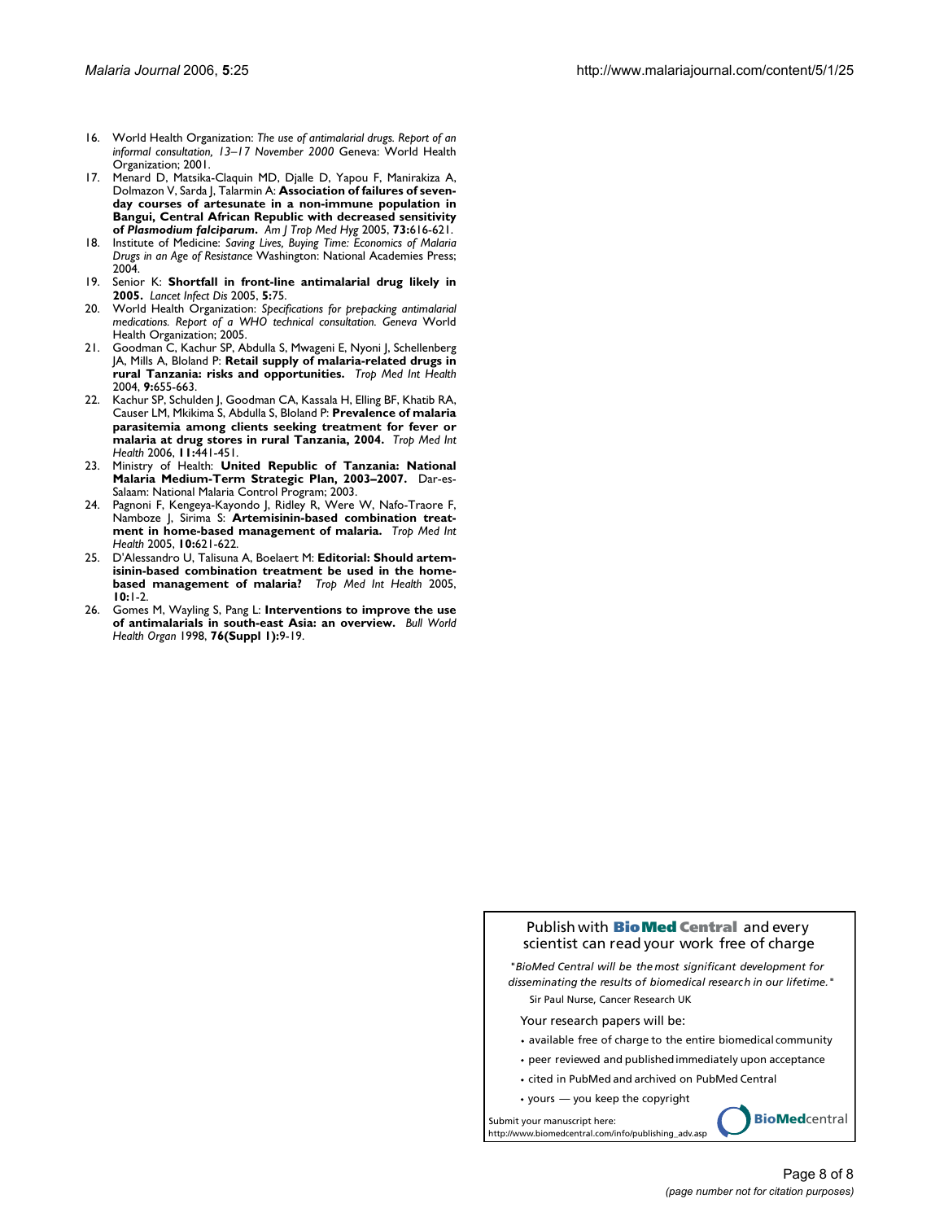16. World Health Organization: *The use of antimalarial drugs. Report of an informal consultation, 13–17 November 2000* Geneva: World Health Organization; 2001.
17. Menard D, Matsika-Claquin MD, Djalle D, Yapou F, Manirakiza A, Dolmazon V, Sarda J, Talarmin A: **Association of failures of seven-day courses of artesunate in a non-immune population in Bangui, Central African Republic with decreased sensitivity of *Plasmodium falciparum*.** *Am J Trop Med Hyg* 2005, **73:**616-621.
18. Institute of Medicine: *Saving Lives, Buying Time: Economics of Malaria Drugs in an Age of Resistance* Washington: National Academies Press; 2004.
19. Senior K: **Shortfall in front-line antimalarial drug likely in 2005.** *Lancet Infect Dis* 2005, **5:**75.
20. World Health Organization: *Specifications for prepacking antimalarial medications. Report of a WHO technical consultation. Geneva* World Health Organization; 2005.
21. Goodman C, Kachur SP, Abdulla S, Mwageni E, Nyoni J, Schellenberg JA, Mills A, Bloland P: **Retail supply of malaria-related drugs in rural Tanzania: risks and opportunities.** *Trop Med Int Health* 2004, **9:**655-663.
22. Kachur SP, Schulden J, Goodman CA, Kassala H, Elling BF, Khatib RA, Causer LM, Mkikima S, Abdulla S, Bloland P: **Prevalence of malaria parasitemia among clients seeking treatment for fever or malaria at drug stores in rural Tanzania, 2004.** *Trop Med Int Health* 2006, **11:**441-451.
23. Ministry of Health: **United Republic of Tanzania: National Malaria Medium-Term Strategic Plan, 2003–2007.** Dar-es-Salaam: National Malaria Control Program; 2003.
24. Pagnoni F, Kengeya-Kayondo J, Ridley R, Were W, Nafo-Traore F, Namboze J, Sirima S: **Artemisinin-based combination treatment in home-based management of malaria.** *Trop Med Int Health* 2005, **10:**621-622.
25. D'Alessandro U, Talisuna A, Boelaert M: **Editorial: Should artemisinin-based combination treatment be used in the home-based management of malaria?** *Trop Med Int Health* 2005, **10:**1-2.
26. Gomes M, Wayling S, Pang L: **Interventions to improve the use of antimalarials in south-east Asia: an overview.** *Bull World Health Organ* 1998, **76(Suppl 1):**9-19.

Publish with **BioMed Central** and every scientist can read your work free of charge

*"BioMed Central will be the most significant development for disseminating the results of biomedical research in our lifetime."*
Sir Paul Nurse, Cancer Research UK

Your research papers will be:

- available free of charge to the entire biomedical community
- peer reviewed and published immediately upon acceptance
- cited in PubMed and archived on PubMed Central
- yours — you keep the copyright

Submit your manuscript here:
http://www.biomedcentral.com/info/publishing_adv.asp

**BioMed**central